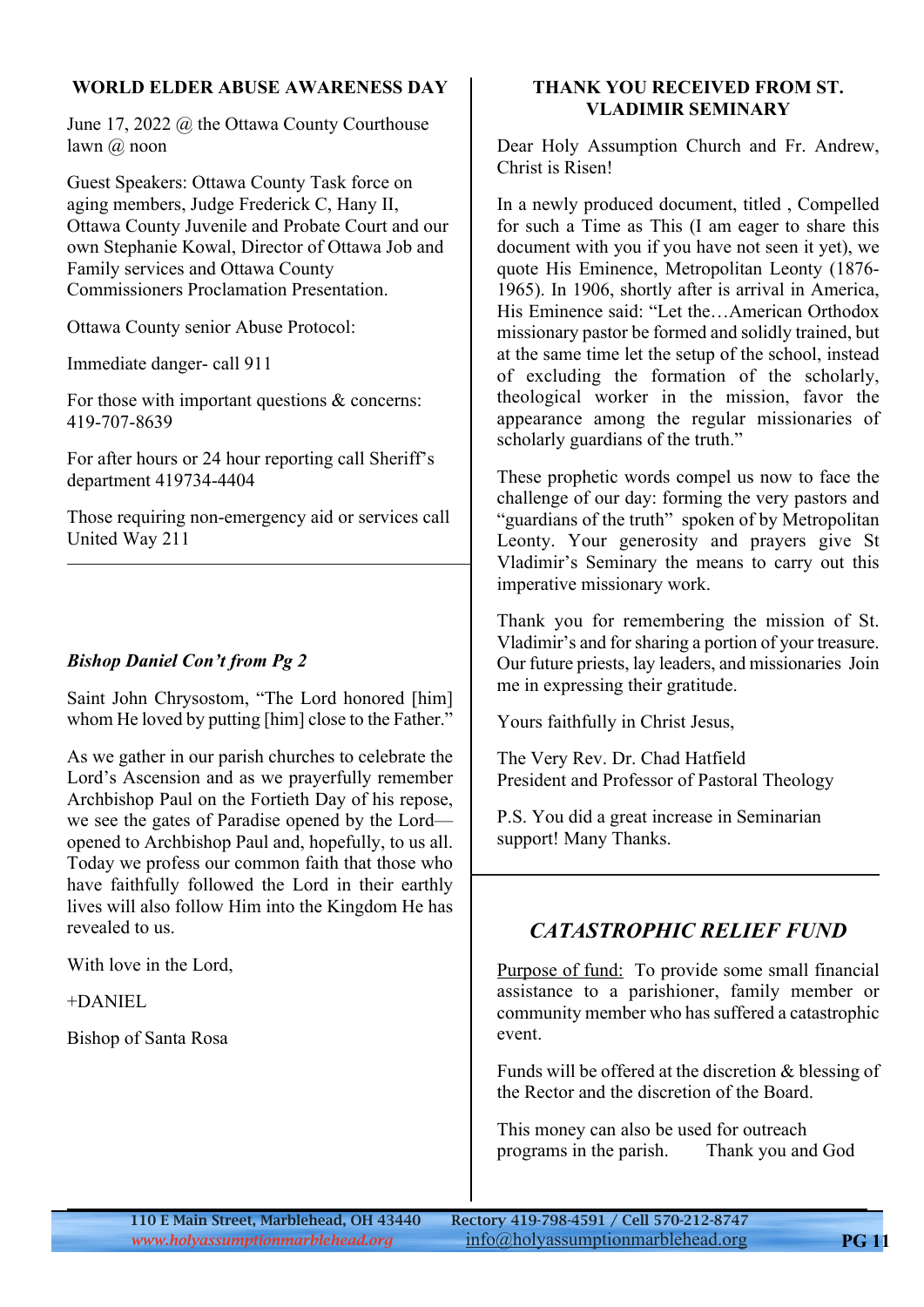## WORLD ELDER ABUSE AWARENESS DAY

June 17, 2022 @ the Ottawa County Courthouse lawn @ noon

Guest Speakers: Ottawa County Task force on aging members, Judge Frederick C, Hany II, Ottawa County Juvenile and Probate Court and our own Stephanie Kowal, Director of Ottawa Job and Family services and Ottawa County Commissioners Proclamation Presentation.

Ottawa County senior Abuse Protocol:

Immediate danger- call 911

For those with important questions & concerns: 419-707-8639

For after hours or 24 hour reporting call Sheriff's department 419734-4404

Those requiring non-emergency aid or services call United Way 211

---

***Bishop Daniel Con't from Pg 2***

Saint John Chrysostom, "The Lord honored [him] whom He loved by putting [him] close to the Father."

As we gather in our parish churches to celebrate the Lord's Ascension and as we prayerfully remember Archbishop Paul on the Fortieth Day of his repose, we see the gates of Paradise opened by the Lord—opened to Archbishop Paul and, hopefully, to us all. Today we profess our common faith that those who have faithfully followed the Lord in their earthly lives will also follow Him into the Kingdom He has revealed to us.

With love in the Lord,

+DANIEL

Bishop of Santa Rosa

## THANK YOU RECEIVED FROM ST. VLADIMIR SEMINARY

Dear Holy Assumption Church and Fr. Andrew, Christ is Risen!

In a newly produced document, titled , Compelled for such a Time as This (I am eager to share this document with you if you have not seen it yet), we quote His Eminence, Metropolitan Leonty (1876-1965). In 1906, shortly after is arrival in America, His Eminence said: "Let the…American Orthodox missionary pastor be formed and solidly trained, but at the same time let the setup of the school, instead of excluding the formation of the scholarly, theological worker in the mission, favor the appearance among the regular missionaries of scholarly guardians of the truth."

These prophetic words compel us now to face the challenge of our day: forming the very pastors and "guardians of the truth" spoken of by Metropolitan Leonty. Your generosity and prayers give St Vladimir's Seminary the means to carry out this imperative missionary work.

Thank you for remembering the mission of St. Vladimir's and for sharing a portion of your treasure. Our future priests, lay leaders, and missionaries Join me in expressing their gratitude.

Yours faithfully in Christ Jesus,

The Very Rev. Dr. Chad Hatfield
President and Professor of Pastoral Theology

P.S. You did a great increase in Seminarian support! Many Thanks.

---

## *CATASTROPHIC RELIEF FUND*

<u>Purpose of fund:</u> To provide some small financial assistance to a parishioner, family member or community member who has suffered a catastrophic event.

Funds will be offered at the discretion & blessing of the Rector and the discretion of the Board.

This money can also be used for outreach programs in the parish. Thank you and God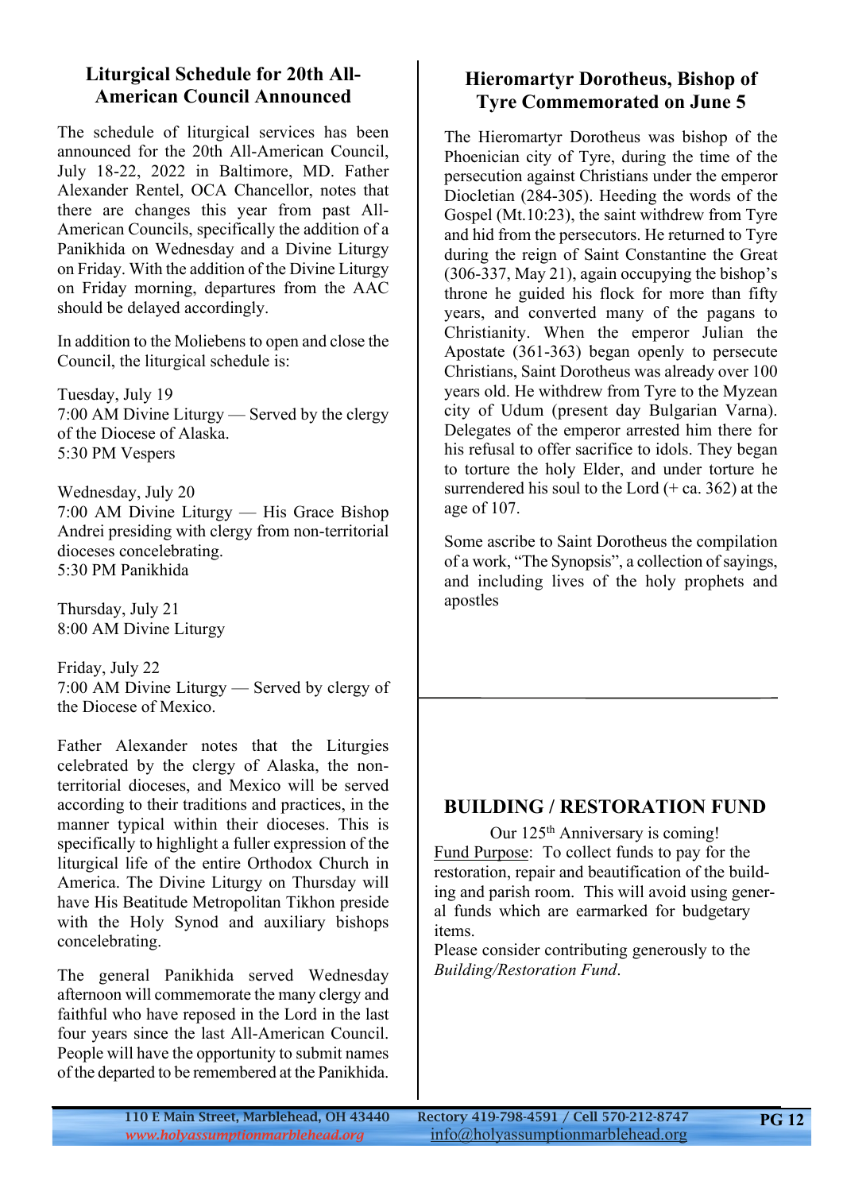## Liturgical Schedule for 20th All-American Council Announced

The schedule of liturgical services has been announced for the 20th All-American Council, July 18-22, 2022 in Baltimore, MD. Father Alexander Rentel, OCA Chancellor, notes that there are changes this year from past All-American Councils, specifically the addition of a Panikhida on Wednesday and a Divine Liturgy on Friday. With the addition of the Divine Liturgy on Friday morning, departures from the AAC should be delayed accordingly.

In addition to the Moliebens to open and close the Council, the liturgical schedule is:

Tuesday, July 19
7:00 AM Divine Liturgy — Served by the clergy of the Diocese of Alaska.
5:30 PM Vespers

Wednesday, July 20
7:00 AM Divine Liturgy — His Grace Bishop Andrei presiding with clergy from non-territorial dioceses concelebrating.
5:30 PM Panikhida

Thursday, July 21
8:00 AM Divine Liturgy

Friday, July 22
7:00 AM Divine Liturgy — Served by clergy of the Diocese of Mexico.

Father Alexander notes that the Liturgies celebrated by the clergy of Alaska, the non-territorial dioceses, and Mexico will be served according to their traditions and practices, in the manner typical within their dioceses. This is specifically to highlight a fuller expression of the liturgical life of the entire Orthodox Church in America. The Divine Liturgy on Thursday will have His Beatitude Metropolitan Tikhon preside with the Holy Synod and auxiliary bishops concelebrating.

The general Panikhida served Wednesday afternoon will commemorate the many clergy and faithful who have reposed in the Lord in the last four years since the last All-American Council. People will have the opportunity to submit names of the departed to be remembered at the Panikhida.

## Hieromartyr Dorotheus, Bishop of Tyre Commemorated on June 5

The Hieromartyr Dorotheus was bishop of the Phoenician city of Tyre, during the time of the persecution against Christians under the emperor Diocletian (284-305). Heeding the words of the Gospel (Mt.10:23), the saint withdrew from Tyre and hid from the persecutors. He returned to Tyre during the reign of Saint Constantine the Great (306-337, May 21), again occupying the bishop's throne he guided his flock for more than fifty years, and converted many of the pagans to Christianity. When the emperor Julian the Apostate (361-363) began openly to persecute Christians, Saint Dorotheus was already over 100 years old. He withdrew from Tyre to the Myzean city of Udum (present day Bulgarian Varna). Delegates of the emperor arrested him there for his refusal to offer sacrifice to idols. They began to torture the holy Elder, and under torture he surrendered his soul to the Lord (+ ca. 362) at the age of 107.

Some ascribe to Saint Dorotheus the compilation of a work, "The Synopsis", a collection of sayings, and including lives of the holy prophets and apostles

## BUILDING / RESTORATION FUND

Our 125th Anniversary is coming!

Fund Purpose: To collect funds to pay for the restoration, repair and beautification of the building and parish room. This will avoid using general funds which are earmarked for budgetary items.

Please consider contributing generously to the *Building/Restoration Fund*.

110 E Main Street, Marblehead, OH 43440 Rectory 419-798-4591 / Cell 570-212-8747
www.holyassumptionmarblehead.org info@holyassumptionmarblehead.org